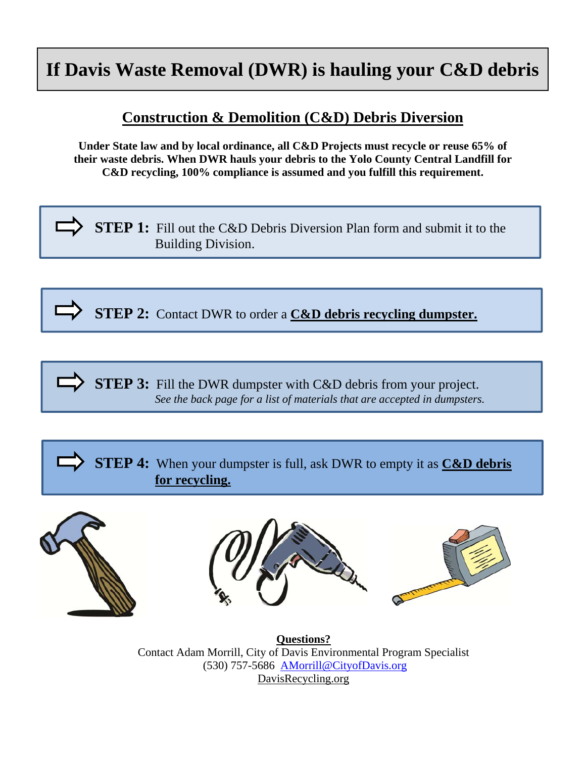# If Davis Waste Removal (DWR) is hauling your C&D debris

## Construction & Demolition (C&D) Debris Diversion

**Under State law and by local ordinance, all C&D Projects must recycle or reuse 65% of their waste debris. When DWR hauls your debris to the Yolo County Central Landfill for C&D recycling, 100% compliance is assumed and you fulfill this requirement.**

⇨ **STEP 1:** Fill out the C&D Debris Diversion Plan form and submit it to the Building Division.

⇨ **STEP 2:** Contact DWR to order a **C&D debris recycling dumpster.**

⇨ **STEP 3:** Fill the DWR dumpster with C&D debris from your project.
*See the back page for a list of materials that are accepted in dumpsters.*

⇨ **STEP 4:** When your dumpster is full, ask DWR to empty it as **C&D debris for recycling.**

**Questions?**
Contact Adam Morrill, City of Davis Environmental Program Specialist
(530) 757-5686 AMorrill@CityofDavis.org
DavisRecycling.org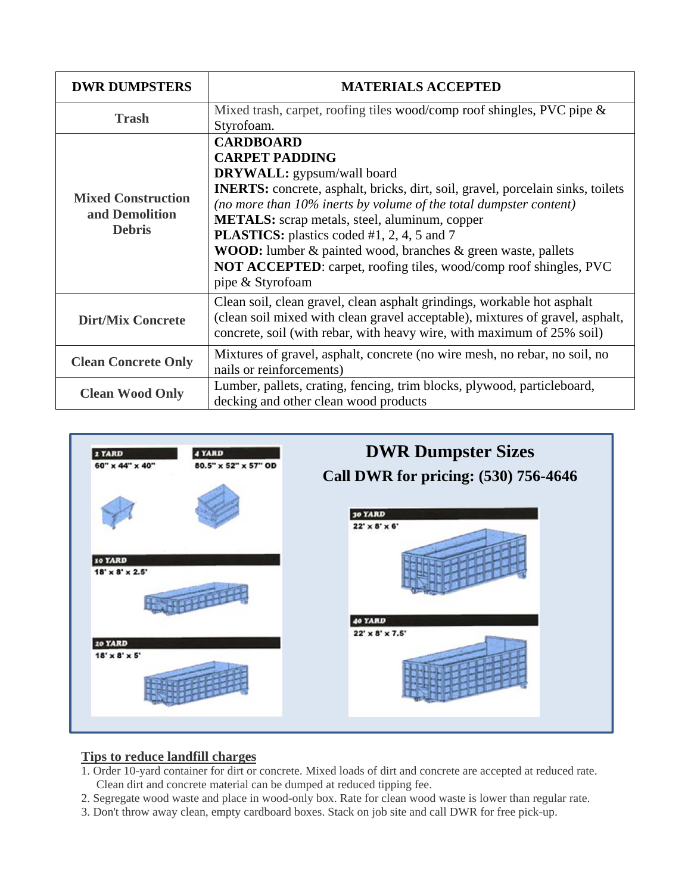| DWR DUMPSTERS | MATERIALS ACCEPTED |
|---|---|
| **Trash** | Mixed trash, carpet, roofing tiles wood/comp roof shingles, PVC pipe & Styrofoam. |
| **Mixed Construction and Demolition Debris** | **CARDBOARD**<br>**CARPET PADDING**<br>**DRYWALL:** gypsum/wall board<br>**INERTS:** concrete, asphalt, bricks, dirt, soil, gravel, porcelain sinks, toilets *(no more than 10% inerts by volume of the total dumpster content)*<br>**METALS:** scrap metals, steel, aluminum, copper<br>**PLASTICS:** plastics coded #1, 2, 4, 5 and 7<br>**WOOD:** lumber & painted wood, branches & green waste, pallets<br>**NOT ACCEPTED**: carpet, roofing tiles, wood/comp roof shingles, PVC pipe & Styrofoam |
| **Dirt/Mix Concrete** | Clean soil, clean gravel, clean asphalt grindings, workable hot asphalt (clean soil mixed with clean gravel acceptable), mixtures of gravel, asphalt, concrete, soil (with rebar, with heavy wire, with maximum of 25% soil) |
| **Clean Concrete Only** | Mixtures of gravel, asphalt, concrete (no wire mesh, no rebar, no soil, no nails or reinforcements) |
| **Clean Wood Only** | Lumber, pallets, crating, fencing, trim blocks, plywood, particleboard, decking and other clean wood products |

## DWR Dumpster Sizes

### Call DWR for pricing: (530) 756-4646

- **2 YARD** 60" x 44" x 40"
- **4 YARD** 80.5" x 52" x 57" OD
- **10 YARD** 18' x 8' x 2.5'
- **20 YARD** 18' x 8' x 5'
- **30 YARD** 22' x 8' x 6'
- **40 YARD** 22' x 8' x 7.5'

**Tips to reduce landfill charges**

1. Order 10-yard container for dirt or concrete. Mixed loads of dirt and concrete are accepted at reduced rate. Clean dirt and concrete material can be dumped at reduced tipping fee.
2. Segregate wood waste and place in wood-only box. Rate for clean wood waste is lower than regular rate.
3. Don't throw away clean, empty cardboard boxes. Stack on job site and call DWR for free pick-up.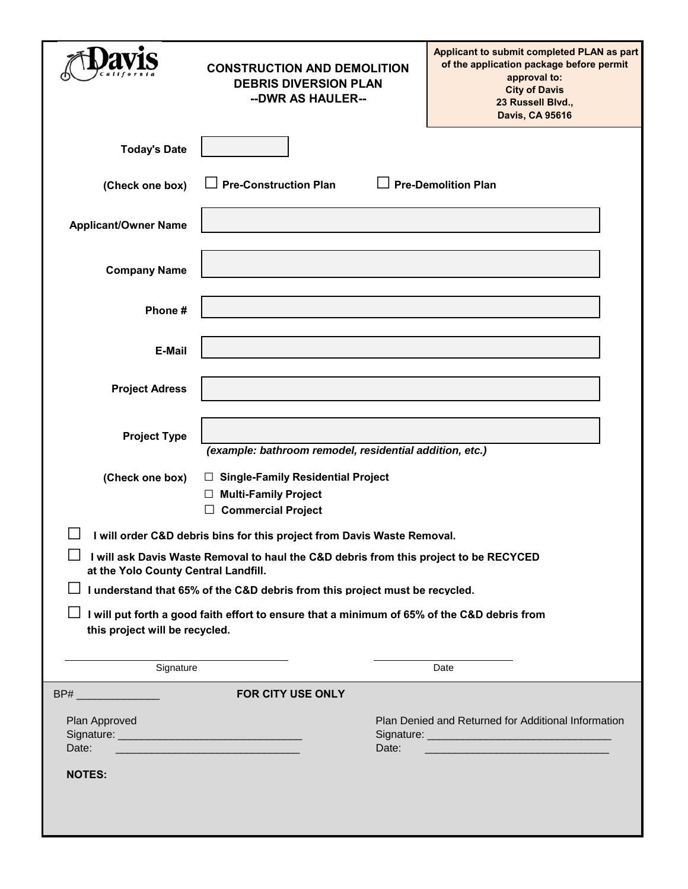Davis California

# CONSTRUCTION AND DEMOLITION DEBRIS DIVERSION PLAN --DWR AS HAULER--

**Applicant to submit completed PLAN as part of the application package before permit approval to:**
**City of Davis**
**23 Russell Blvd.,**
**Davis, CA 95616**

**Today's Date** ____________

**(Check one box)** ☐ **Pre-Construction Plan** ☐ **Pre-Demolition Plan**

**Applicant/Owner Name** ____________

**Company Name** ____________

**Phone #** ____________

**E-Mail** ____________

**Project Adress** ____________

**Project Type** ____________
***(example: bathroom remodel, residential addition, etc.)***

**(Check one box)**
☐ **Single-Family Residential Project**
☐ **Multi-Family Project**
☐ **Commercial Project**

☐ **I will order C&D debris bins for this project from Davis Waste Removal.**

☐ **I will ask Davis Waste Removal to haul the C&D debris from this project to be RECYCED at the Yolo County Central Landfill.**

☐ **I understand that 65% of the C&D debris from this project must be recycled.**

☐ **I will put forth a good faith effort to ensure that a minimum of 65% of the C&D debris from this project will be recycled.**

______________________________ Signature

______________________________ Date

BP# ______________ **FOR CITY USE ONLY**

Plan Approved
Signature: _______________________________
Date: _______________________________

Plan Denied and Returned for Additional Information
Signature: _______________________________
Date: _______________________________

**NOTES:**